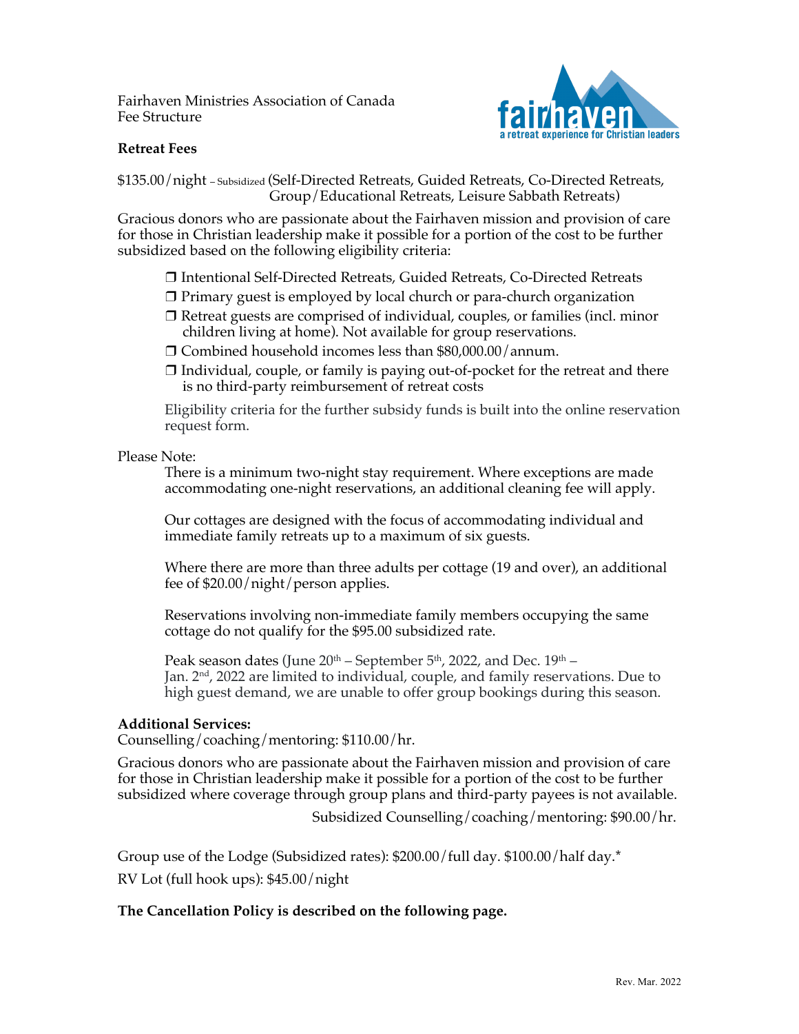Fairhaven Ministries Association of Canada
Fee Structure

**Retreat Fees**

$135.00/night – Subsidized (Self-Directed Retreats, Guided Retreats, Co-Directed Retreats, Group/Educational Retreats, Leisure Sabbath Retreats)

Gracious donors who are passionate about the Fairhaven mission and provision of care for those in Christian leadership make it possible for a portion of the cost to be further subsidized based on the following eligibility criteria:

- ❒ Intentional Self-Directed Retreats, Guided Retreats, Co-Directed Retreats
- ❒ Primary guest is employed by local church or para-church organization
- ❒ Retreat guests are comprised of individual, couples, or families (incl. minor children living at home). Not available for group reservations.
- ❒ Combined household incomes less than $80,000.00/annum.
- ❒ Individual, couple, or family is paying out-of-pocket for the retreat and there is no third-party reimbursement of retreat costs

Eligibility criteria for the further subsidy funds is built into the online reservation request form.

Please Note:

There is a minimum two-night stay requirement. Where exceptions are made accommodating one-night reservations, an additional cleaning fee will apply.

Our cottages are designed with the focus of accommodating individual and immediate family retreats up to a maximum of six guests.

Where there are more than three adults per cottage (19 and over), an additional fee of $20.00/night/person applies.

Reservations involving non-immediate family members occupying the same cottage do not qualify for the $95.00 subsidized rate.

Peak season dates (June 20th – September 5th, 2022, and Dec. 19th – Jan. 2nd, 2022 are limited to individual, couple, and family reservations. Due to high guest demand, we are unable to offer group bookings during this season.

**Additional Services:**
Counselling/coaching/mentoring: $110.00/hr.

Gracious donors who are passionate about the Fairhaven mission and provision of care for those in Christian leadership make it possible for a portion of the cost to be further subsidized where coverage through group plans and third-party payees is not available.

Subsidized Counselling/coaching/mentoring: $90.00/hr.

Group use of the Lodge (Subsidized rates): $200.00/full day. $100.00/half day.*

RV Lot (full hook ups): $45.00/night

**The Cancellation Policy is described on the following page.**

Rev. Mar. 2022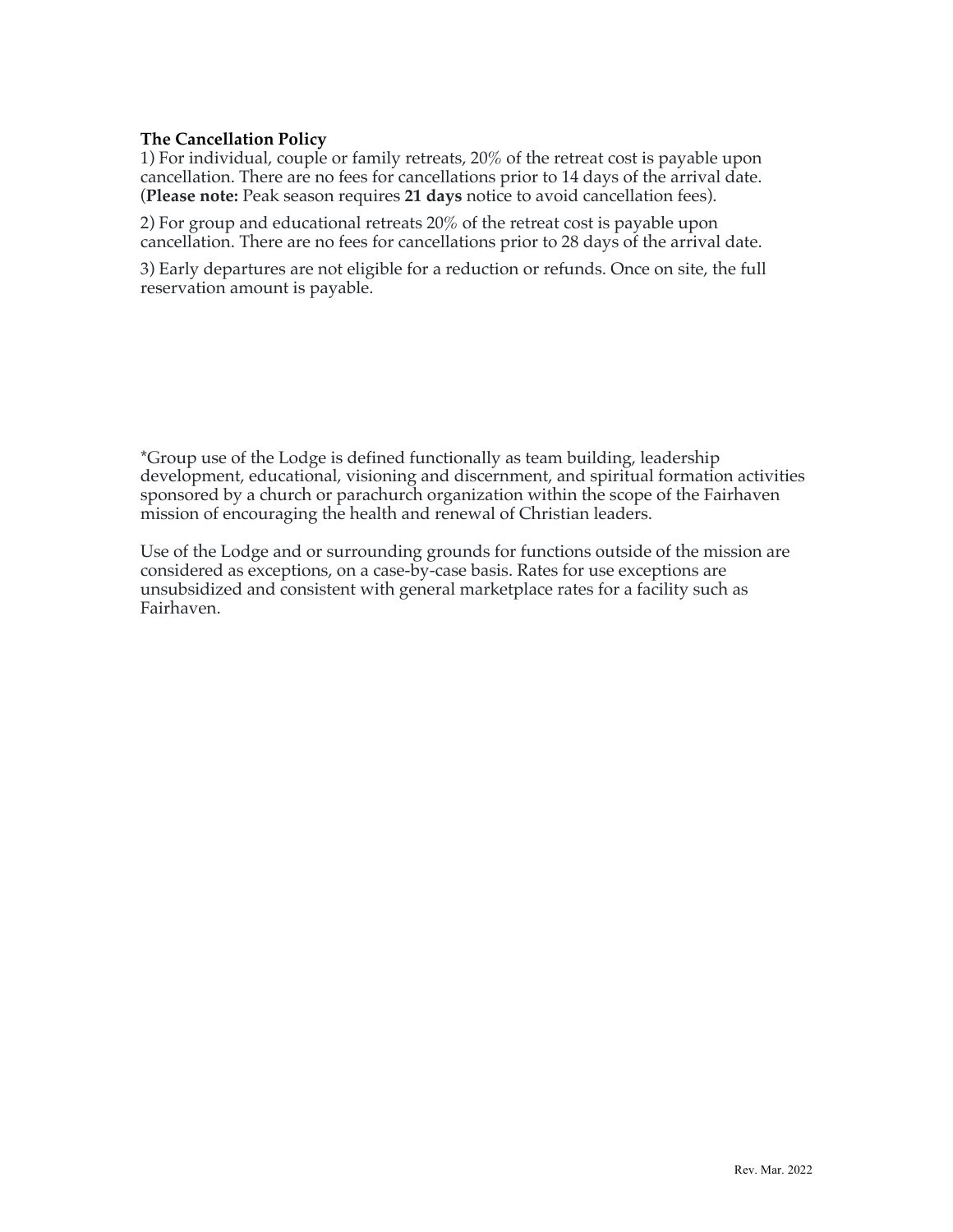**The Cancellation Policy**

1) For individual, couple or family retreats, 20% of the retreat cost is payable upon cancellation. There are no fees for cancellations prior to 14 days of the arrival date. (**Please note:** Peak season requires **21 days** notice to avoid cancellation fees).

2) For group and educational retreats 20% of the retreat cost is payable upon cancellation. There are no fees for cancellations prior to 28 days of the arrival date.

3) Early departures are not eligible for a reduction or refunds. Once on site, the full reservation amount is payable.

*Group use of the Lodge is defined functionally as team building, leadership development, educational, visioning and discernment, and spiritual formation activities sponsored by a church or parachurch organization within the scope of the Fairhaven mission of encouraging the health and renewal of Christian leaders.

Use of the Lodge and or surrounding grounds for functions outside of the mission are considered as exceptions, on a case-by-case basis. Rates for use exceptions are unsubsidized and consistent with general marketplace rates for a facility such as Fairhaven.

Rev. Mar. 2022